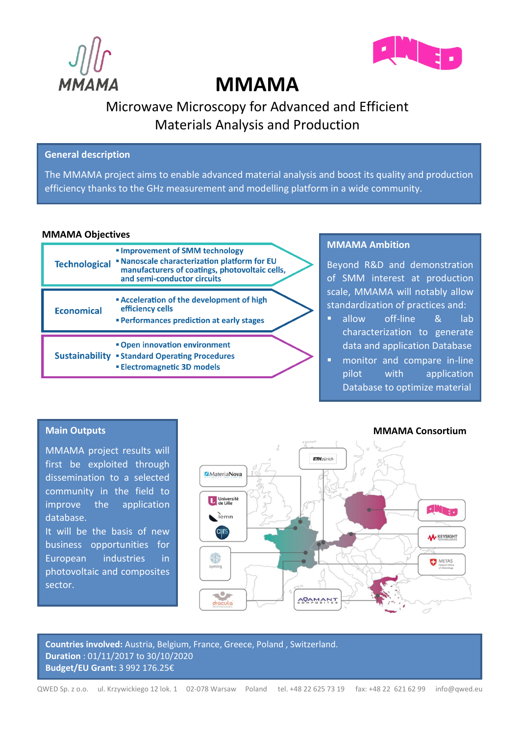# MMAMA

## Microwave Microscopy for Advanced and Efficient Materials Analysis and Production

### General description

The MMAMA project aims to enable advanced material analysis and boost its quality and production efficiency thanks to the GHz measurement and modelling platform in a wide community.

### MMAMA Objectives

**Technological**
- **Improvement of SMM technology**
- **Nanoscale characterization platform for EU manufacturers of coatings, photovoltaic cells, and semi-conductor circuits**

**Economical**
- **Acceleration of the development of high efficiency cells**
- **Performances prediction at early stages**

**Sustainability**
- **Open innovation environment**
- **Standard Operating Procedures**
- **Electromagnetic 3D models**

### MMAMA Ambition

Beyond R&D and demonstration of SMM interest at production scale, MMAMA will notably allow standardization of practices and:

- allow off-line & lab characterization to generate data and application Database
- monitor and compare in-line pilot with application Database to optimize material

### Main Outputs

MMAMA project results will first be exploited through dissemination to a selected community in the field to improve the application database.

It will be the basis of new business opportunities for European industries in photovoltaic and composites sector.

### MMAMA Consortium

ETH zürich, MateriaNova, Université de Lille, iemn, CNRS, Ayming, Dracula Technologies, Adamant Composites, QWED, Keysight Technologies, METAS

**Countries involved:** Austria, Belgium, France, Greece, Poland , Switzerland.
**Duration** : 01/11/2017 to 30/10/2020
**Budget/EU Grant:** 3 992 176.25€

QWED Sp. z o.o. ul. Krzywickiego 12 lok. 1 02-078 Warsaw Poland tel. +48 22 625 73 19 fax: +48 22 621 62 99 info@qwed.eu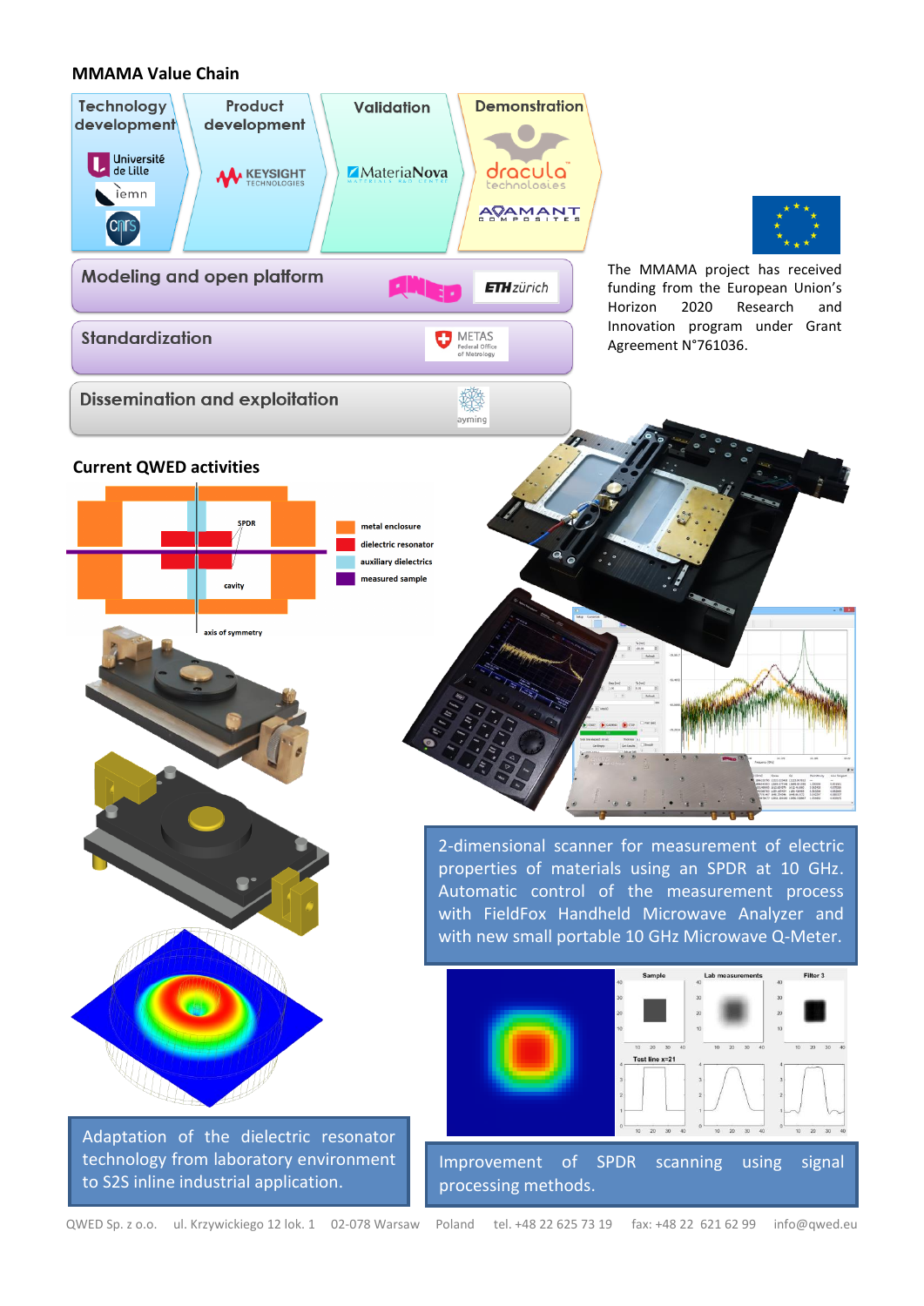**MMAMA Value Chain**

Technology development — Université de Lille, iemn, cnrs

Product development — KEYSIGHT TECHNOLOGIES

Validation — MateriaNova

Demonstration — dracula technologies, ADAMANT COMPOSITES

Modeling and open platform — QWED, ETH zürich

Standardization — METAS Federal Office of Metrology

Dissemination and exploitation — ayming

The MMAMA project has received funding from the European Union's Horizon 2020 Research and Innovation program under Grant Agreement N°761036.

**Current QWED activities**

SPDR

cavity

axis of symmetry

metal enclosure

dielectric resonator

auxiliary dielectrics

measured sample

2-dimensional scanner for measurement of electric properties of materials using an SPDR at 10 GHz. Automatic control of the measurement process with FieldFox Handheld Microwave Analyzer and with new small portable 10 GHz Microwave Q-Meter.

Sample

Lab measurements

Filter 3

Test line x=21

Adaptation of the dielectric resonator technology from laboratory environment to S2S inline industrial application.

Improvement of SPDR scanning using signal processing methods.

QWED Sp. z o.o. ul. Krzywickiego 12 lok. 1 02-078 Warsaw Poland tel. +48 22 625 73 19 fax: +48 22 621 62 99 info@qwed.eu